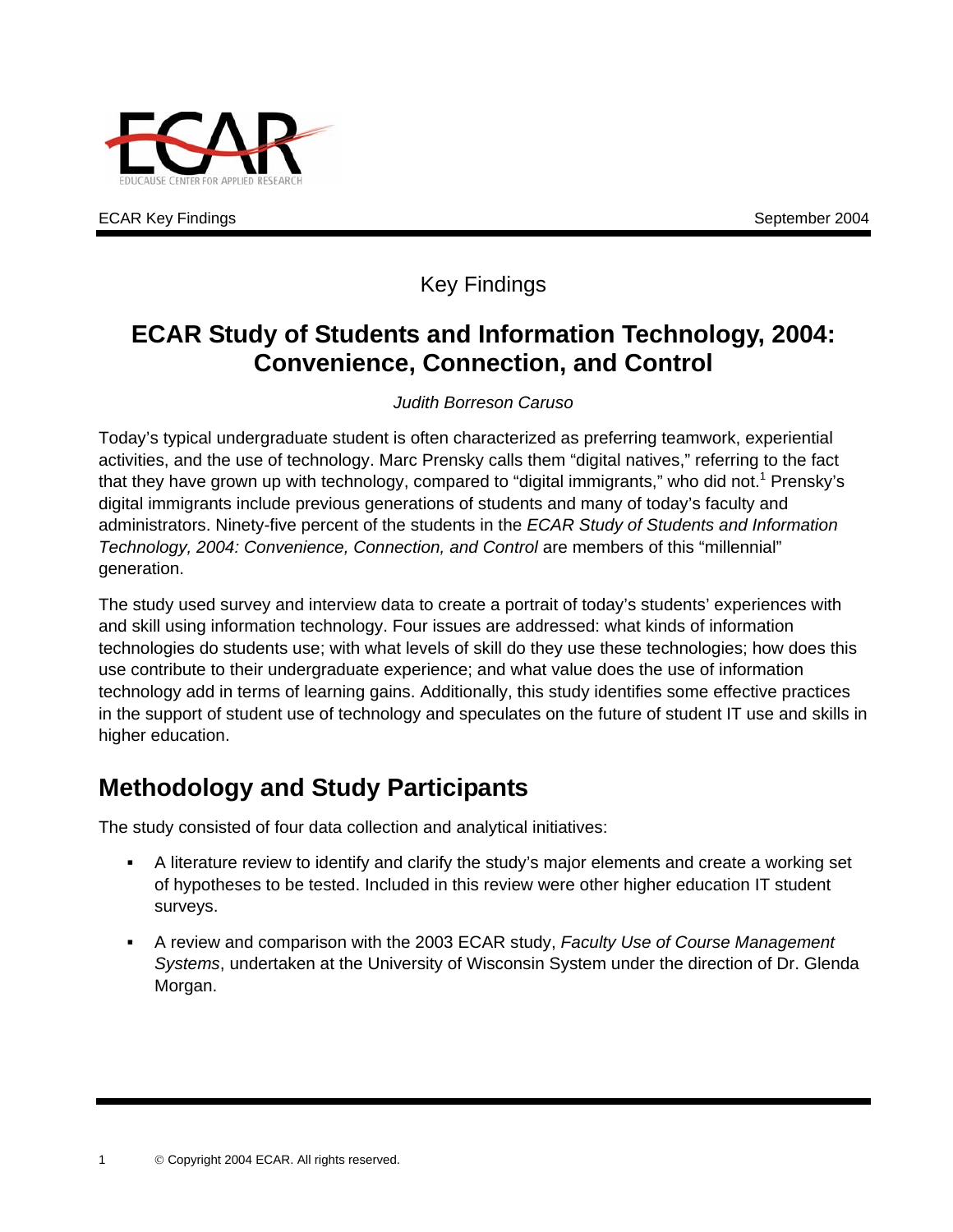ECAR Key Findings | September 2004

Key Findings

# ECAR Study of Students and Information Technology, 2004: Convenience, Connection, and Control

*Judith Borreson Caruso*

Today's typical undergraduate student is often characterized as preferring teamwork, experiential activities, and the use of technology. Marc Prensky calls them "digital natives," referring to the fact that they have grown up with technology, compared to "digital immigrants," who did not.[1] Prensky's digital immigrants include previous generations of students and many of today's faculty and administrators. Ninety-five percent of the students in the *ECAR Study of Students and Information Technology, 2004: Convenience, Connection, and Control* are members of this "millennial" generation.

The study used survey and interview data to create a portrait of today's students' experiences with and skill using information technology. Four issues are addressed: what kinds of information technologies do students use; with what levels of skill do they use these technologies; how does this use contribute to their undergraduate experience; and what value does the use of information technology add in terms of learning gains. Additionally, this study identifies some effective practices in the support of student use of technology and speculates on the future of student IT use and skills in higher education.

## Methodology and Study Participants

The study consisted of four data collection and analytical initiatives:

- A literature review to identify and clarify the study's major elements and create a working set of hypotheses to be tested. Included in this review were other higher education IT student surveys.
- A review and comparison with the 2003 ECAR study, *Faculty Use of Course Management Systems*, undertaken at the University of Wisconsin System under the direction of Dr. Glenda Morgan.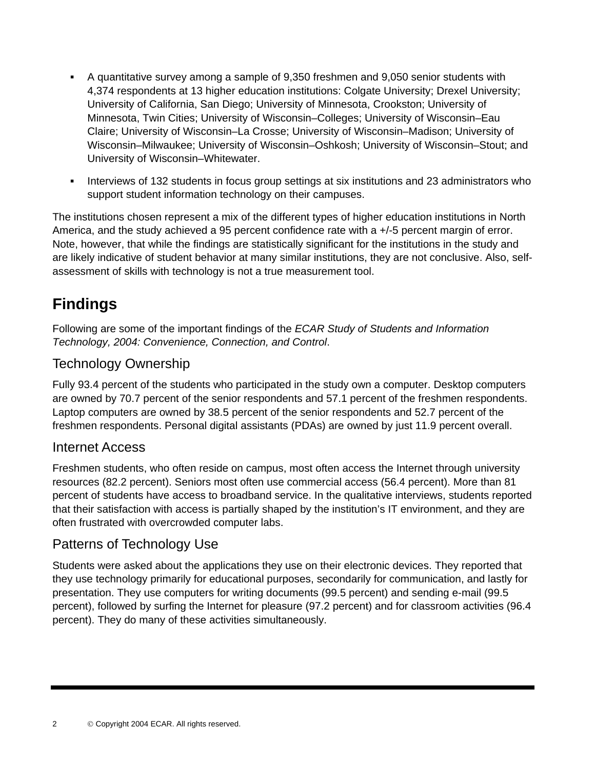- A quantitative survey among a sample of 9,350 freshmen and 9,050 senior students with 4,374 respondents at 13 higher education institutions: Colgate University; Drexel University; University of California, San Diego; University of Minnesota, Crookston; University of Minnesota, Twin Cities; University of Wisconsin–Colleges; University of Wisconsin–Eau Claire; University of Wisconsin–La Crosse; University of Wisconsin–Madison; University of Wisconsin–Milwaukee; University of Wisconsin–Oshkosh; University of Wisconsin–Stout; and University of Wisconsin–Whitewater.
- Interviews of 132 students in focus group settings at six institutions and 23 administrators who support student information technology on their campuses.

The institutions chosen represent a mix of the different types of higher education institutions in North America, and the study achieved a 95 percent confidence rate with a +/-5 percent margin of error. Note, however, that while the findings are statistically significant for the institutions in the study and are likely indicative of student behavior at many similar institutions, they are not conclusive. Also, self-assessment of skills with technology is not a true measurement tool.

# Findings

Following are some of the important findings of the *ECAR Study of Students and Information Technology, 2004: Convenience, Connection, and Control*.

## Technology Ownership

Fully 93.4 percent of the students who participated in the study own a computer. Desktop computers are owned by 70.7 percent of the senior respondents and 57.1 percent of the freshmen respondents. Laptop computers are owned by 38.5 percent of the senior respondents and 52.7 percent of the freshmen respondents. Personal digital assistants (PDAs) are owned by just 11.9 percent overall.

## Internet Access

Freshmen students, who often reside on campus, most often access the Internet through university resources (82.2 percent). Seniors most often use commercial access (56.4 percent). More than 81 percent of students have access to broadband service. In the qualitative interviews, students reported that their satisfaction with access is partially shaped by the institution's IT environment, and they are often frustrated with overcrowded computer labs.

## Patterns of Technology Use

Students were asked about the applications they use on their electronic devices. They reported that they use technology primarily for educational purposes, secondarily for communication, and lastly for presentation. They use computers for writing documents (99.5 percent) and sending e-mail (99.5 percent), followed by surfing the Internet for pleasure (97.2 percent) and for classroom activities (96.4 percent). They do many of these activities simultaneously.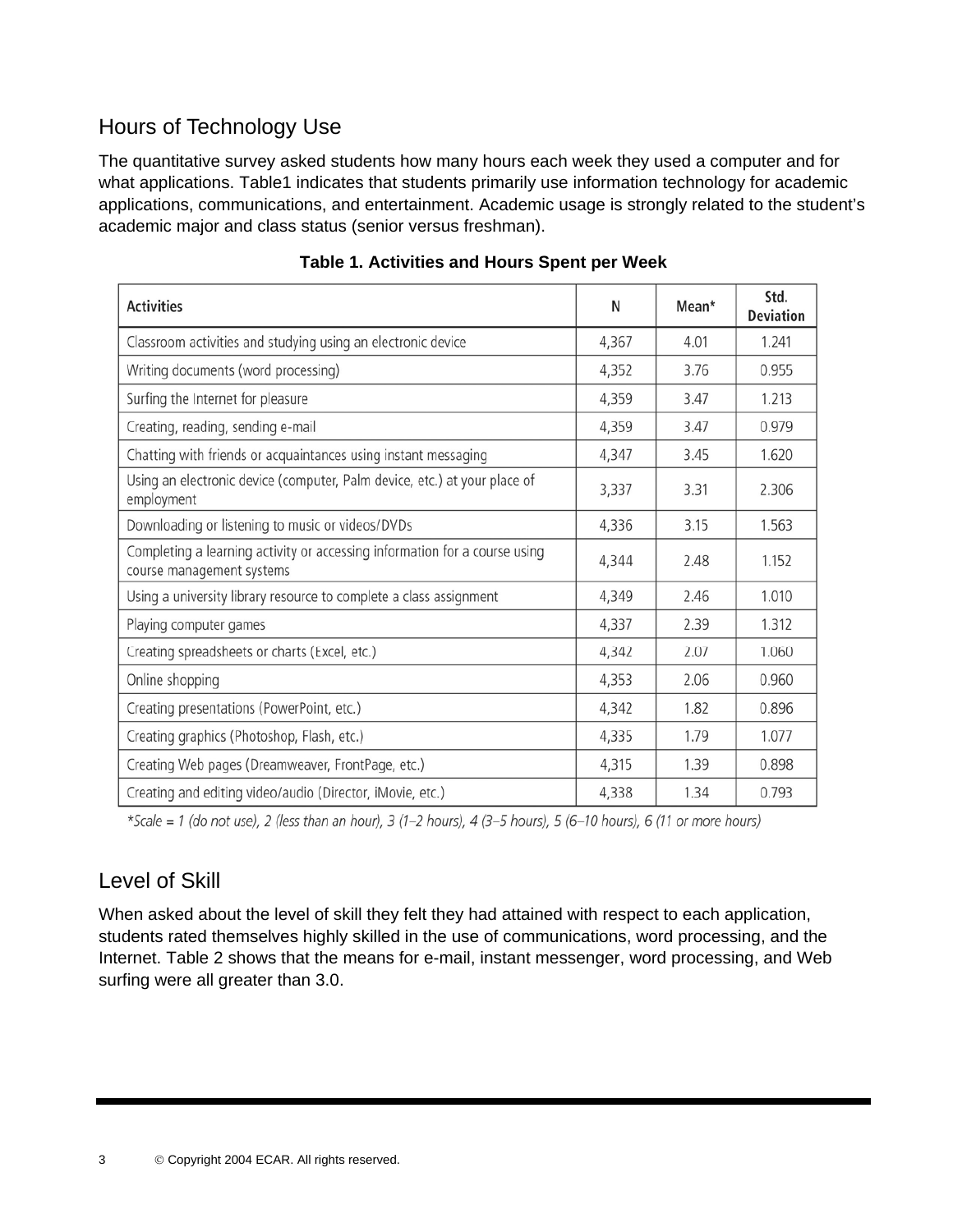## Hours of Technology Use

The quantitative survey asked students how many hours each week they used a computer and for what applications. Table1 indicates that students primarily use information technology for academic applications, communications, and entertainment. Academic usage is strongly related to the student's academic major and class status (senior versus freshman).

**Table 1. Activities and Hours Spent per Week**

| Activities | N | Mean* | Std. Deviation |
|---|---|---|---|
| Classroom activities and studying using an electronic device | 4,367 | 4.01 | 1.241 |
| Writing documents (word processing) | 4,352 | 3.76 | 0.955 |
| Surfing the Internet for pleasure | 4,359 | 3.47 | 1.213 |
| Creating, reading, sending e-mail | 4,359 | 3.47 | 0.979 |
| Chatting with friends or acquaintances using instant messaging | 4,347 | 3.45 | 1.620 |
| Using an electronic device (computer, Palm device, etc.) at your place of employment | 3,337 | 3.31 | 2.306 |
| Downloading or listening to music or videos/DVDs | 4,336 | 3.15 | 1.563 |
| Completing a learning activity or accessing information for a course using course management systems | 4,344 | 2.48 | 1.152 |
| Using a university library resource to complete a class assignment | 4,349 | 2.46 | 1.010 |
| Playing computer games | 4,337 | 2.39 | 1.312 |
| Creating spreadsheets or charts (Excel, etc.) | 4,342 | 2.07 | 1.060 |
| Online shopping | 4,353 | 2.06 | 0.960 |
| Creating presentations (PowerPoint, etc.) | 4,342 | 1.82 | 0.896 |
| Creating graphics (Photoshop, Flash, etc.) | 4,335 | 1.79 | 1.077 |
| Creating Web pages (Dreamweaver, FrontPage, etc.) | 4,315 | 1.39 | 0.898 |
| Creating and editing video/audio (Director, iMovie, etc.) | 4,338 | 1.34 | 0.793 |

*\*Scale = 1 (do not use), 2 (less than an hour), 3 (1–2 hours), 4 (3–5 hours), 5 (6–10 hours), 6 (11 or more hours)*

## Level of Skill

When asked about the level of skill they felt they had attained with respect to each application, students rated themselves highly skilled in the use of communications, word processing, and the Internet. Table 2 shows that the means for e-mail, instant messenger, word processing, and Web surfing were all greater than 3.0.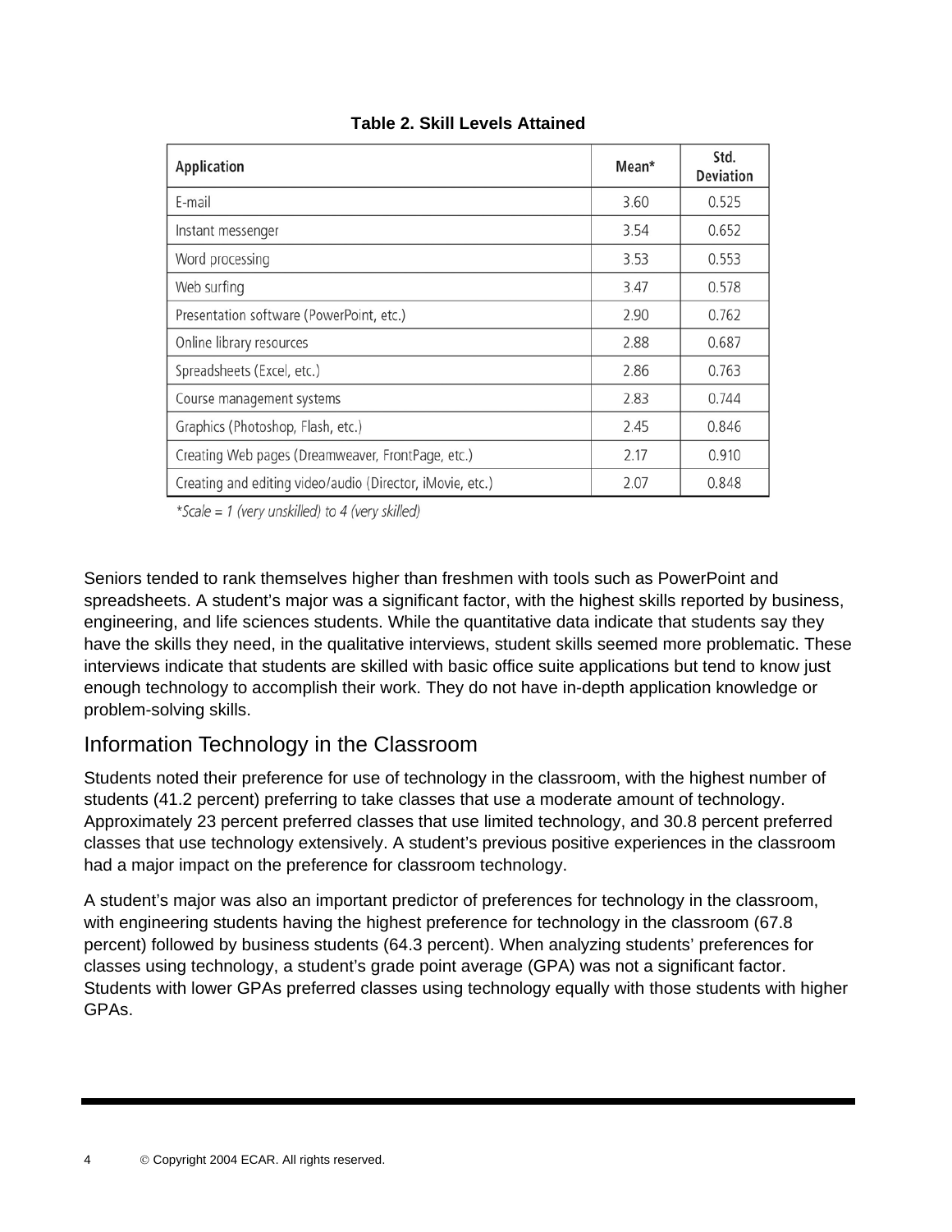**Table 2. Skill Levels Attained**

| Application | Mean* | Std. Deviation |
|---|---|---|
| E-mail | 3.60 | 0.525 |
| Instant messenger | 3.54 | 0.652 |
| Word processing | 3.53 | 0.553 |
| Web surfing | 3.47 | 0.578 |
| Presentation software (PowerPoint, etc.) | 2.90 | 0.762 |
| Online library resources | 2.88 | 0.687 |
| Spreadsheets (Excel, etc.) | 2.86 | 0.763 |
| Course management systems | 2.83 | 0.744 |
| Graphics (Photoshop, Flash, etc.) | 2.45 | 0.846 |
| Creating Web pages (Dreamweaver, FrontPage, etc.) | 2.17 | 0.910 |
| Creating and editing video/audio (Director, iMovie, etc.) | 2.07 | 0.848 |

*\*Scale = 1 (very unskilled) to 4 (very skilled)*

Seniors tended to rank themselves higher than freshmen with tools such as PowerPoint and spreadsheets. A student's major was a significant factor, with the highest skills reported by business, engineering, and life sciences students. While the quantitative data indicate that students say they have the skills they need, in the qualitative interviews, student skills seemed more problematic. These interviews indicate that students are skilled with basic office suite applications but tend to know just enough technology to accomplish their work. They do not have in-depth application knowledge or problem-solving skills.

## Information Technology in the Classroom

Students noted their preference for use of technology in the classroom, with the highest number of students (41.2 percent) preferring to take classes that use a moderate amount of technology. Approximately 23 percent preferred classes that use limited technology, and 30.8 percent preferred classes that use technology extensively. A student's previous positive experiences in the classroom had a major impact on the preference for classroom technology.

A student's major was also an important predictor of preferences for technology in the classroom, with engineering students having the highest preference for technology in the classroom (67.8 percent) followed by business students (64.3 percent). When analyzing students' preferences for classes using technology, a student's grade point average (GPA) was not a significant factor. Students with lower GPAs preferred classes using technology equally with those students with higher GPAs.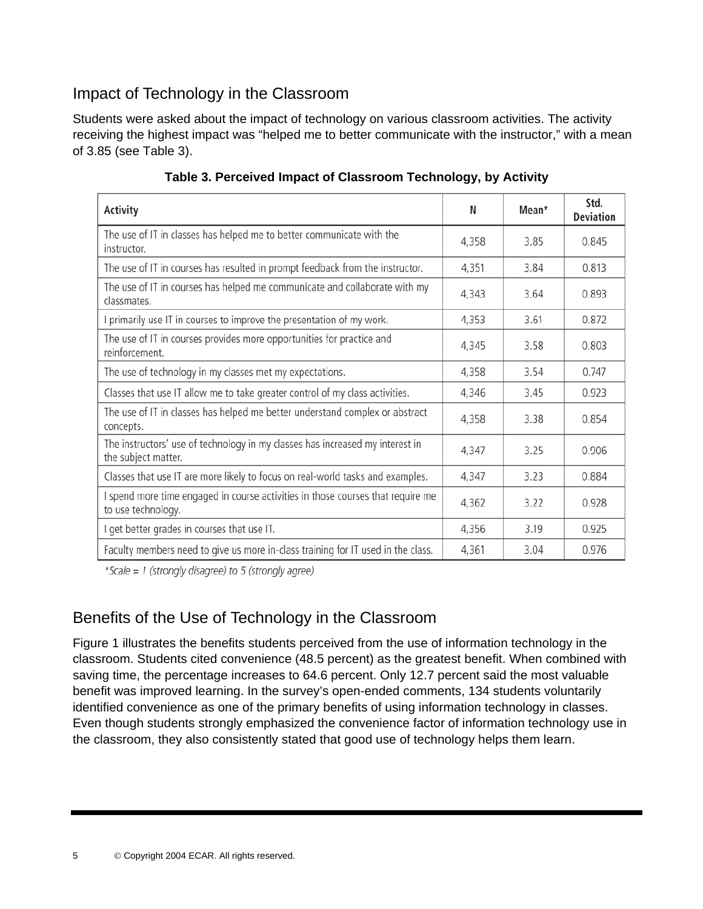## Impact of Technology in the Classroom

Students were asked about the impact of technology on various classroom activities. The activity receiving the highest impact was “helped me to better communicate with the instructor,” with a mean of 3.85 (see Table 3).

**Table 3. Perceived Impact of Classroom Technology, by Activity**

| Activity | N | Mean* | Std. Deviation |
|---|---|---|---|
| The use of IT in classes has helped me to better communicate with the instructor. | 4,358 | 3.85 | 0.845 |
| The use of IT in courses has resulted in prompt feedback from the instructor. | 4,351 | 3.84 | 0.813 |
| The use of IT in courses has helped me communicate and collaborate with my classmates. | 4,343 | 3.64 | 0.893 |
| I primarily use IT in courses to improve the presentation of my work. | 4,353 | 3.61 | 0.872 |
| The use of IT in courses provides more opportunities for practice and reinforcement. | 4,345 | 3.58 | 0.803 |
| The use of technology in my classes met my expectations. | 4,358 | 3.54 | 0.747 |
| Classes that use IT allow me to take greater control of my class activities. | 4,346 | 3.45 | 0.923 |
| The use of IT in classes has helped me better understand complex or abstract concepts. | 4,358 | 3.38 | 0.854 |
| The instructors’ use of technology in my classes has increased my interest in the subject matter. | 4,347 | 3.25 | 0.906 |
| Classes that use IT are more likely to focus on real-world tasks and examples. | 4,347 | 3.23 | 0.884 |
| I spend more time engaged in course activities in those courses that require me to use technology. | 4,362 | 3.22 | 0.928 |
| I get better grades in courses that use IT. | 4,356 | 3.19 | 0.925 |
| Faculty members need to give us more in-class training for IT used in the class. | 4,361 | 3.04 | 0.976 |

*\*Scale = 1 (strongly disagree) to 5 (strongly agree)*

## Benefits of the Use of Technology in the Classroom

Figure 1 illustrates the benefits students perceived from the use of information technology in the classroom. Students cited convenience (48.5 percent) as the greatest benefit. When combined with saving time, the percentage increases to 64.6 percent. Only 12.7 percent said the most valuable benefit was improved learning. In the survey’s open-ended comments, 134 students voluntarily identified convenience as one of the primary benefits of using information technology in classes. Even though students strongly emphasized the convenience factor of information technology use in the classroom, they also consistently stated that good use of technology helps them learn.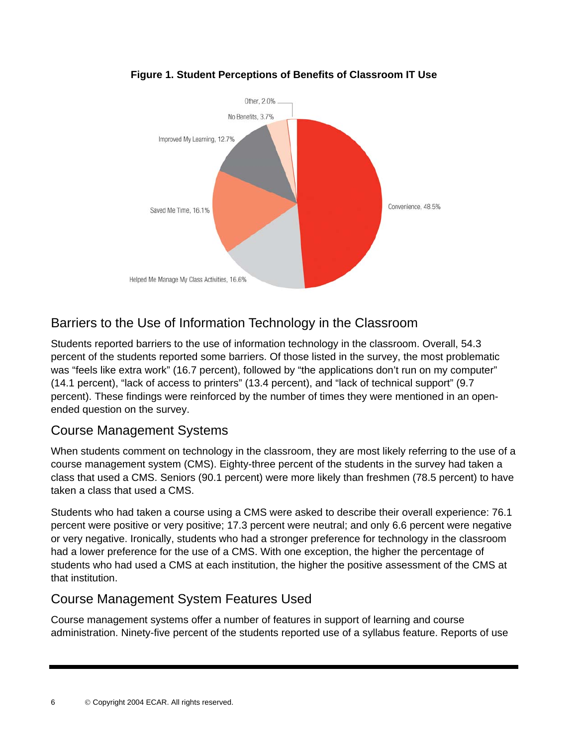**Figure 1. Student Perceptions of Benefits of Classroom IT Use**

Other, 2.0%

No Benefits, 3.7%

Improved My Learning, 12.7%

Saved Me Time, 16.1%

Helped Me Manage My Class Activities, 16.6%

Convenience, 48.5%

## Barriers to the Use of Information Technology in the Classroom

Students reported barriers to the use of information technology in the classroom. Overall, 54.3 percent of the students reported some barriers. Of those listed in the survey, the most problematic was "feels like extra work" (16.7 percent), followed by "the applications don't run on my computer" (14.1 percent), "lack of access to printers" (13.4 percent), and "lack of technical support" (9.7 percent). These findings were reinforced by the number of times they were mentioned in an open-ended question on the survey.

## Course Management Systems

When students comment on technology in the classroom, they are most likely referring to the use of a course management system (CMS). Eighty-three percent of the students in the survey had taken a class that used a CMS. Seniors (90.1 percent) were more likely than freshmen (78.5 percent) to have taken a class that used a CMS.

Students who had taken a course using a CMS were asked to describe their overall experience: 76.1 percent were positive or very positive; 17.3 percent were neutral; and only 6.6 percent were negative or very negative. Ironically, students who had a stronger preference for technology in the classroom had a lower preference for the use of a CMS. With one exception, the higher the percentage of students who had used a CMS at each institution, the higher the positive assessment of the CMS at that institution.

## Course Management System Features Used

Course management systems offer a number of features in support of learning and course administration. Ninety-five percent of the students reported use of a syllabus feature. Reports of use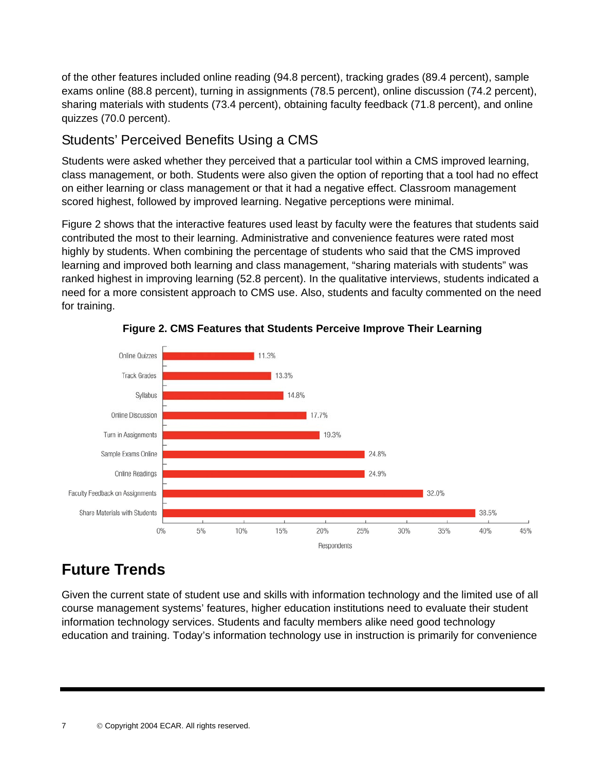of the other features included online reading (94.8 percent), tracking grades (89.4 percent), sample exams online (88.8 percent), turning in assignments (78.5 percent), online discussion (74.2 percent), sharing materials with students (73.4 percent), obtaining faculty feedback (71.8 percent), and online quizzes (70.0 percent).

## Students' Perceived Benefits Using a CMS

Students were asked whether they perceived that a particular tool within a CMS improved learning, class management, or both. Students were also given the option of reporting that a tool had no effect on either learning or class management or that it had a negative effect. Classroom management scored highest, followed by improved learning. Negative perceptions were minimal.

Figure 2 shows that the interactive features used least by faculty were the features that students said contributed the most to their learning. Administrative and convenience features were rated most highly by students. When combining the percentage of students who said that the CMS improved learning and improved both learning and class management, "sharing materials with students" was ranked highest in improving learning (52.8 percent). In the qualitative interviews, students indicated a need for a more consistent approach to CMS use. Also, students and faculty commented on the need for training.

**Figure 2. CMS Features that Students Perceive Improve Their Learning**

| Feature | Respondents |
|---|---|
| Online Quizzes | 11.3% |
| Track Grades | 13.3% |
| Syllabus | 14.8% |
| Online Discussion | 17.7% |
| Turn in Assignments | 19.3% |
| Sample Exams Online | 24.8% |
| Online Readings | 24.9% |
| Faculty Feedback on Assignments | 32.0% |
| Share Materials with Students | 38.5% |

# Future Trends

Given the current state of student use and skills with information technology and the limited use of all course management systems' features, higher education institutions need to evaluate their student information technology services. Students and faculty members alike need good technology education and training. Today's information technology use in instruction is primarily for convenience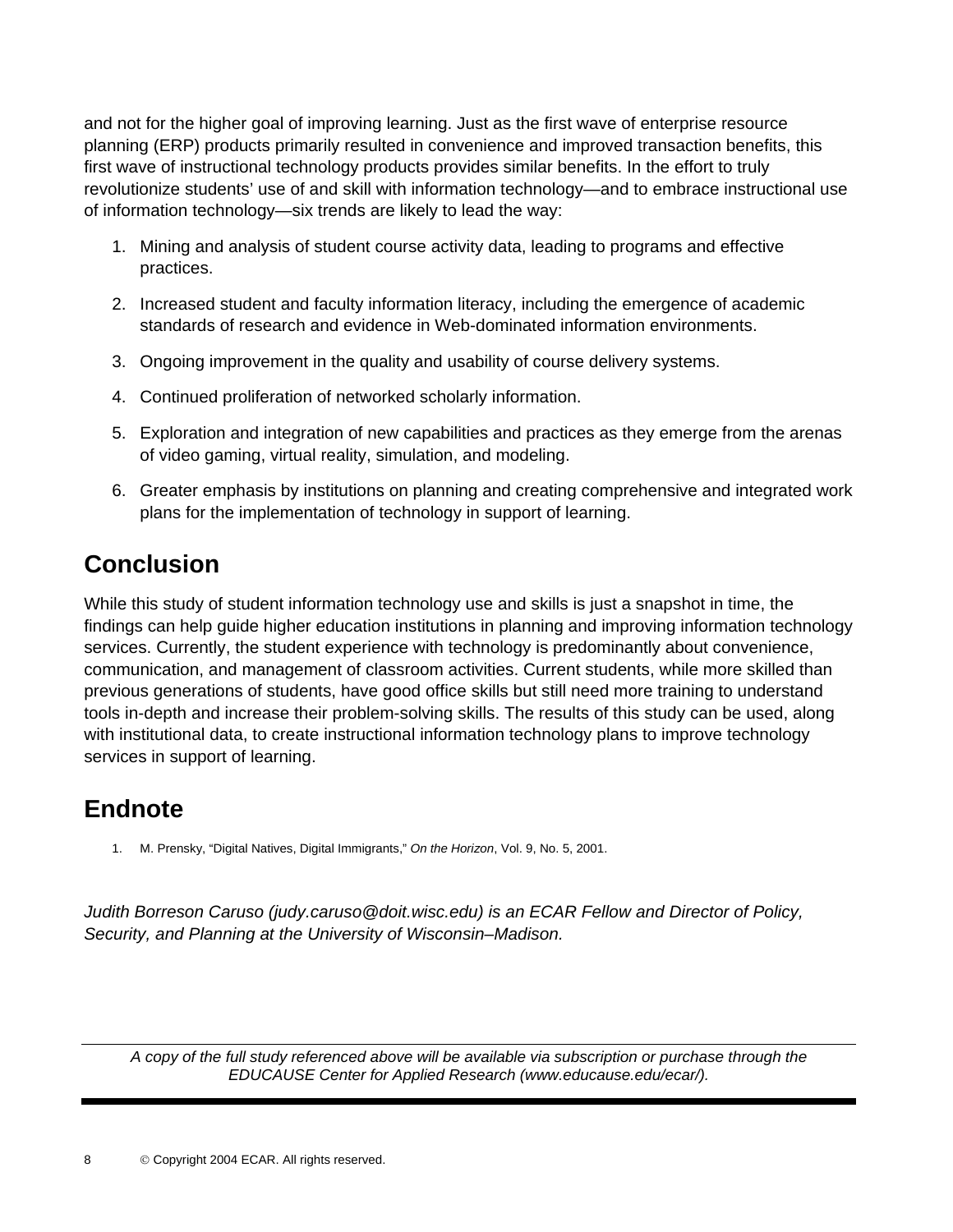and not for the higher goal of improving learning. Just as the first wave of enterprise resource planning (ERP) products primarily resulted in convenience and improved transaction benefits, this first wave of instructional technology products provides similar benefits. In the effort to truly revolutionize students' use of and skill with information technology—and to embrace instructional use of information technology—six trends are likely to lead the way:

1. Mining and analysis of student course activity data, leading to programs and effective practices.
2. Increased student and faculty information literacy, including the emergence of academic standards of research and evidence in Web-dominated information environments.
3. Ongoing improvement in the quality and usability of course delivery systems.
4. Continued proliferation of networked scholarly information.
5. Exploration and integration of new capabilities and practices as they emerge from the arenas of video gaming, virtual reality, simulation, and modeling.
6. Greater emphasis by institutions on planning and creating comprehensive and integrated work plans for the implementation of technology in support of learning.

## Conclusion

While this study of student information technology use and skills is just a snapshot in time, the findings can help guide higher education institutions in planning and improving information technology services. Currently, the student experience with technology is predominantly about convenience, communication, and management of classroom activities. Current students, while more skilled than previous generations of students, have good office skills but still need more training to understand tools in-depth and increase their problem-solving skills. The results of this study can be used, along with institutional data, to create instructional information technology plans to improve technology services in support of learning.

## Endnote

1. M. Prensky, "Digital Natives, Digital Immigrants," *On the Horizon*, Vol. 9, No. 5, 2001.

*Judith Borreson Caruso (judy.caruso@doit.wisc.edu) is an ECAR Fellow and Director of Policy, Security, and Planning at the University of Wisconsin–Madison.*

---

*A copy of the full study referenced above will be available via subscription or purchase through the EDUCAUSE Center for Applied Research (www.educause.edu/ecar/).*

© Copyright 2004 ECAR. All rights reserved.